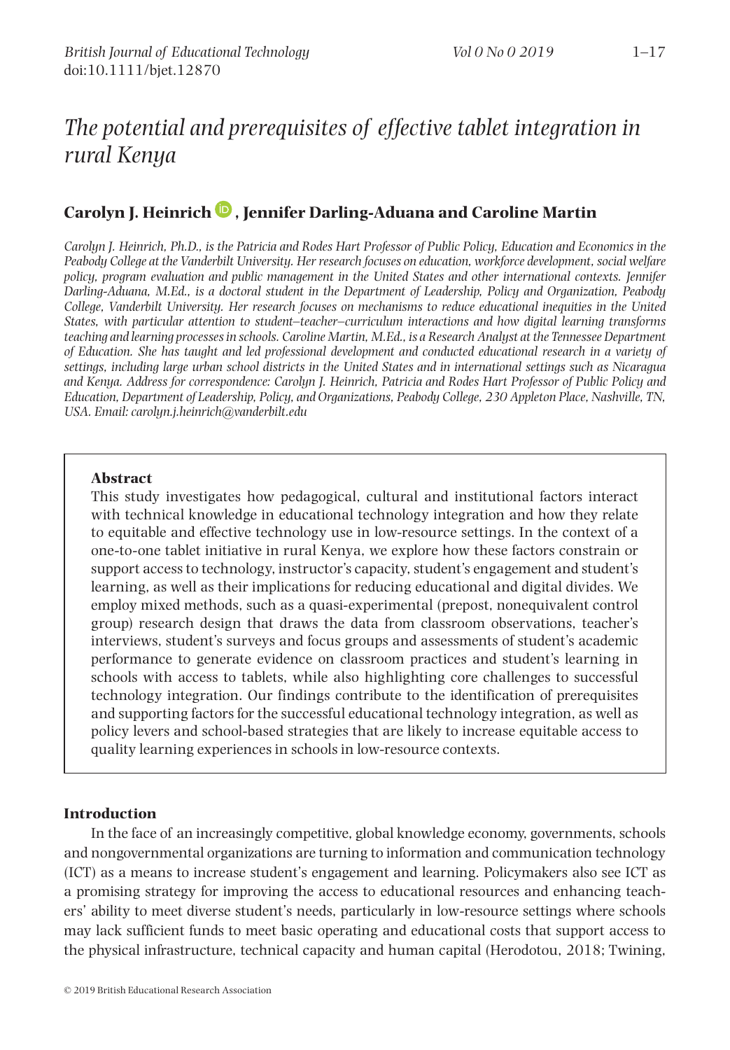# *The potential and prerequisites of effective tablet integration in rural Kenya*

**Carolyn J. Heinrich, Jennifer Darling-Aduana and Caroline Martin**

*Carolyn J. Heinrich, Ph.D., is the Patricia and Rodes Hart Professor of Public Policy, Education and Economics in the Peabody College at the Vanderbilt University. Her research focuses on education, workforce development, social welfare policy, program evaluation and public management in the United States and other international contexts. Jennifer Darling-Aduana, M.Ed., is a doctoral student in the Department of Leadership, Policy and Organization, Peabody College, Vanderbilt University. Her research focuses on mechanisms to reduce educational inequities in the United States, with particular attention to student–teacher–curriculum interactions and how digital learning transforms teaching and learning processes in schools. Caroline Martin, M.Ed., is a Research Analyst at the Tennessee Department of Education. She has taught and led professional development and conducted educational research in a variety of settings, including large urban school districts in the United States and in international settings such as Nicaragua and Kenya. Address for correspondence: Carolyn J. Heinrich, Patricia and Rodes Hart Professor of Public Policy and Education, Department of Leadership, Policy, and Organizations, Peabody College, 230 Appleton Place, Nashville, TN, USA. Email: carolyn.j.heinrich@vanderbilt.edu*

## Abstract

This study investigates how pedagogical, cultural and institutional factors interact with technical knowledge in educational technology integration and how they relate to equitable and effective technology use in low-resource settings. In the context of a one-to-one tablet initiative in rural Kenya, we explore how these factors constrain or support access to technology, instructor's capacity, student's engagement and student's learning, as well as their implications for reducing educational and digital divides. We employ mixed methods, such as a quasi-experimental (prepost, nonequivalent control group) research design that draws the data from classroom observations, teacher's interviews, student's surveys and focus groups and assessments of student's academic performance to generate evidence on classroom practices and student's learning in schools with access to tablets, while also highlighting core challenges to successful technology integration. Our findings contribute to the identification of prerequisites and supporting factors for the successful educational technology integration, as well as policy levers and school-based strategies that are likely to increase equitable access to quality learning experiences in schools in low-resource contexts.

## Introduction

In the face of an increasingly competitive, global knowledge economy, governments, schools and nongovernmental organizations are turning to information and communication technology (ICT) as a means to increase student's engagement and learning. Policymakers also see ICT as a promising strategy for improving the access to educational resources and enhancing teachers' ability to meet diverse student's needs, particularly in low-resource settings where schools may lack sufficient funds to meet basic operating and educational costs that support access to the physical infrastructure, technical capacity and human capital (Herodotou, 2018; Twining,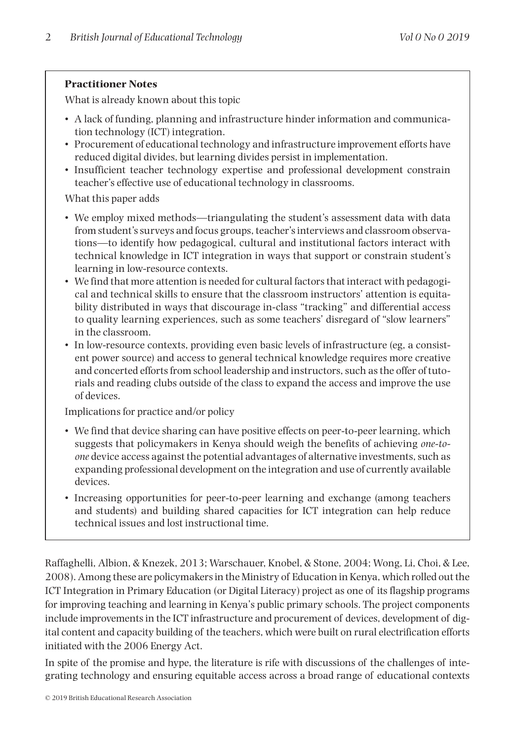**Practitioner Notes**

What is already known about this topic

- A lack of funding, planning and infrastructure hinder information and communication technology (ICT) integration.
- Procurement of educational technology and infrastructure improvement efforts have reduced digital divides, but learning divides persist in implementation.
- Insufficient teacher technology expertise and professional development constrain teacher's effective use of educational technology in classrooms.

What this paper adds

- We employ mixed methods—triangulating the student's assessment data with data from student's surveys and focus groups, teacher's interviews and classroom observations—to identify how pedagogical, cultural and institutional factors interact with technical knowledge in ICT integration in ways that support or constrain student's learning in low-resource contexts.
- We find that more attention is needed for cultural factors that interact with pedagogical and technical skills to ensure that the classroom instructors' attention is equitability distributed in ways that discourage in-class "tracking" and differential access to quality learning experiences, such as some teachers' disregard of "slow learners" in the classroom.
- In low-resource contexts, providing even basic levels of infrastructure (eg, a consistent power source) and access to general technical knowledge requires more creative and concerted efforts from school leadership and instructors, such as the offer of tutorials and reading clubs outside of the class to expand the access and improve the use of devices.

Implications for practice and/or policy

- We find that device sharing can have positive effects on peer-to-peer learning, which suggests that policymakers in Kenya should weigh the benefits of achieving *one-to-one* device access against the potential advantages of alternative investments, such as expanding professional development on the integration and use of currently available devices.
- Increasing opportunities for peer-to-peer learning and exchange (among teachers and students) and building shared capacities for ICT integration can help reduce technical issues and lost instructional time.

Raffaghelli, Albion, & Knezek, 2013; Warschauer, Knobel, & Stone, 2004; Wong, Li, Choi, & Lee, 2008). Among these are policymakers in the Ministry of Education in Kenya, which rolled out the ICT Integration in Primary Education (or Digital Literacy) project as one of its flagship programs for improving teaching and learning in Kenya's public primary schools. The project components include improvements in the ICT infrastructure and procurement of devices, development of digital content and capacity building of the teachers, which were built on rural electrification efforts initiated with the 2006 Energy Act.

In spite of the promise and hype, the literature is rife with discussions of the challenges of integrating technology and ensuring equitable access across a broad range of educational contexts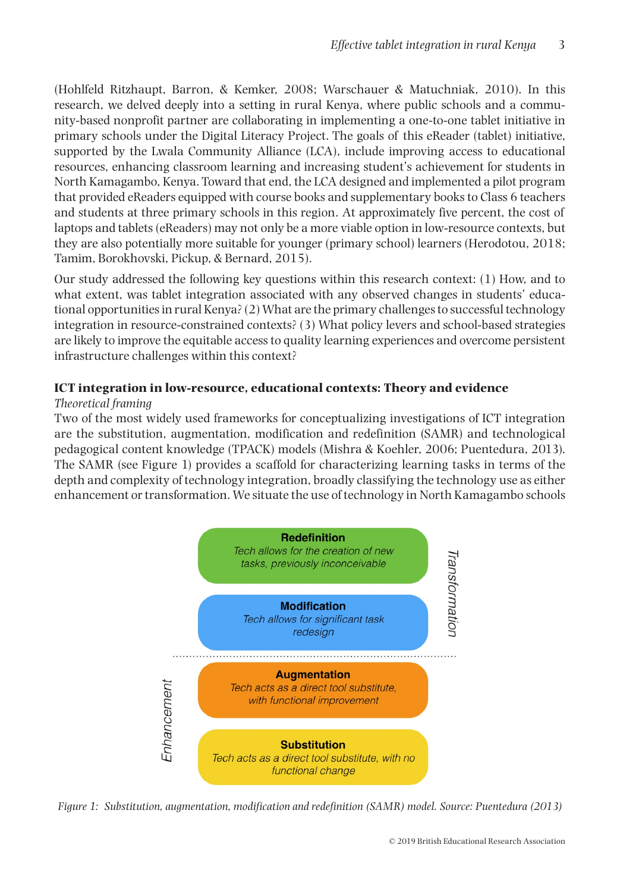(Hohlfeld Ritzhaupt, Barron, & Kemker, 2008; Warschauer & Matuchniak, 2010). In this research, we delved deeply into a setting in rural Kenya, where public schools and a community-based nonprofit partner are collaborating in implementing a one-to-one tablet initiative in primary schools under the Digital Literacy Project. The goals of this eReader (tablet) initiative, supported by the Lwala Community Alliance (LCA), include improving access to educational resources, enhancing classroom learning and increasing student's achievement for students in North Kamagambo, Kenya. Toward that end, the LCA designed and implemented a pilot program that provided eReaders equipped with course books and supplementary books to Class 6 teachers and students at three primary schools in this region. At approximately five percent, the cost of laptops and tablets (eReaders) may not only be a more viable option in low-resource contexts, but they are also potentially more suitable for younger (primary school) learners (Herodotou, 2018; Tamim, Borokhovski, Pickup, & Bernard, 2015).

Our study addressed the following key questions within this research context: (1) How, and to what extent, was tablet integration associated with any observed changes in students' educational opportunities in rural Kenya? (2) What are the primary challenges to successful technology integration in resource-constrained contexts? (3) What policy levers and school-based strategies are likely to improve the equitable access to quality learning experiences and overcome persistent infrastructure challenges within this context?

## ICT integration in low-resource, educational contexts: Theory and evidence

*Theoretical framing*

Two of the most widely used frameworks for conceptualizing investigations of ICT integration are the substitution, augmentation, modification and redefinition (SAMR) and technological pedagogical content knowledge (TPACK) models (Mishra & Koehler, 2006; Puentedura, 2013). The SAMR (see Figure 1) provides a scaffold for characterizing learning tasks in terms of the depth and complexity of technology integration, broadly classifying the technology use as either enhancement or transformation. We situate the use of technology in North Kamagambo schools

*Transformation*

**Redefinition**
*Tech allows for the creation of new tasks, previously inconceivable*

**Modification**
*Tech allows for significant task redesign*

*Enhancement*

**Augmentation**
*Tech acts as a direct tool substitute, with functional improvement*

**Substitution**
*Tech acts as a direct tool substitute, with no functional change*

*Figure 1: Substitution, augmentation, modification and redefinition (SAMR) model. Source: Puentedura (2013)*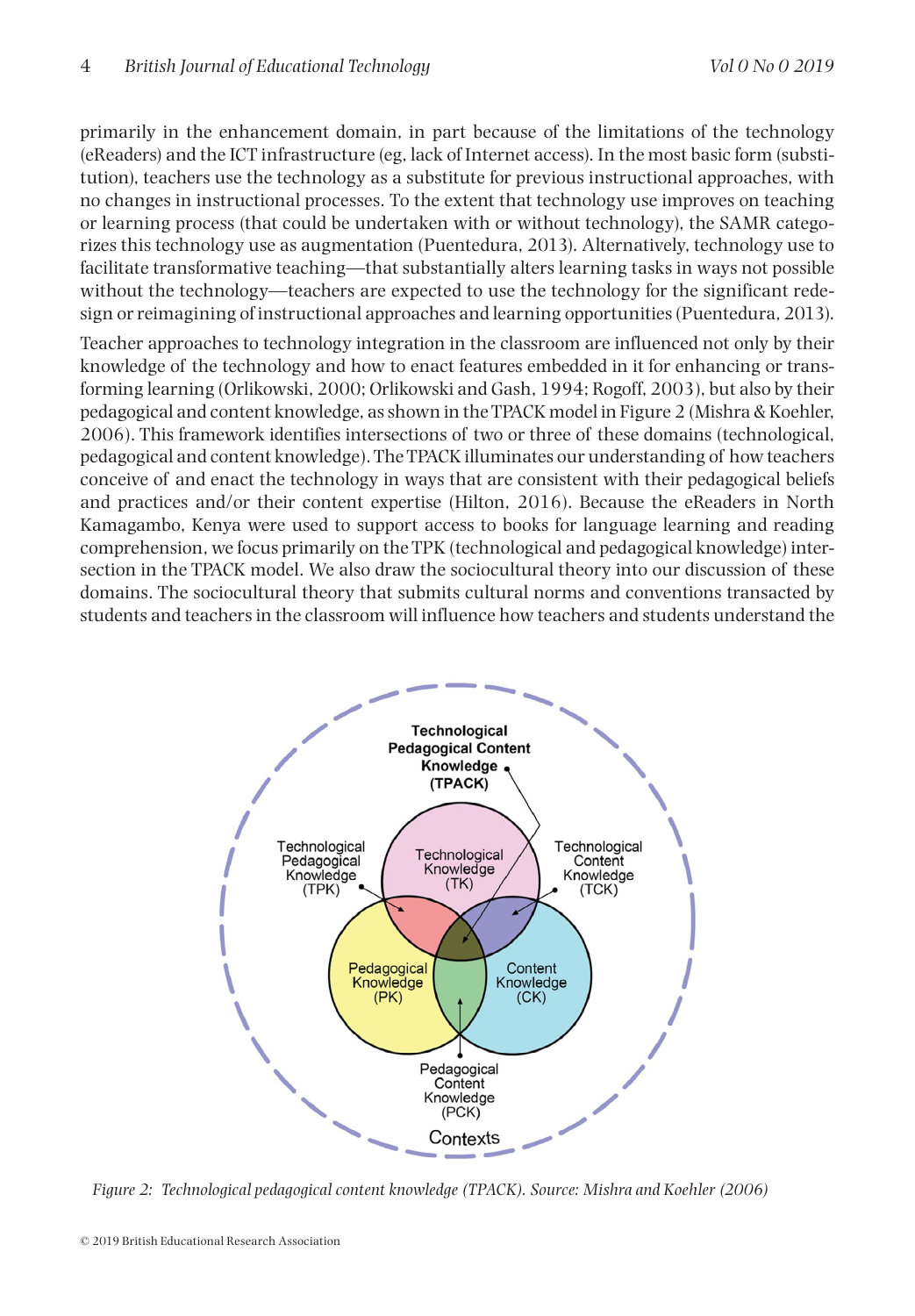primarily in the enhancement domain, in part because of the limitations of the technology (eReaders) and the ICT infrastructure (eg, lack of Internet access). In the most basic form (substitution), teachers use the technology as a substitute for previous instructional approaches, with no changes in instructional processes. To the extent that technology use improves on teaching or learning process (that could be undertaken with or without technology), the SAMR categorizes this technology use as augmentation (Puentedura, 2013). Alternatively, technology use to facilitate transformative teaching—that substantially alters learning tasks in ways not possible without the technology—teachers are expected to use the technology for the significant redesign or reimagining of instructional approaches and learning opportunities (Puentedura, 2013).

Teacher approaches to technology integration in the classroom are influenced not only by their knowledge of the technology and how to enact features embedded in it for enhancing or transforming learning (Orlikowski, 2000; Orlikowski and Gash, 1994; Rogoff, 2003), but also by their pedagogical and content knowledge, as shown in the TPACK model in Figure 2 (Mishra & Koehler, 2006). This framework identifies intersections of two or three of these domains (technological, pedagogical and content knowledge). The TPACK illuminates our understanding of how teachers conceive of and enact the technology in ways that are consistent with their pedagogical beliefs and practices and/or their content expertise (Hilton, 2016). Because the eReaders in North Kamagambo, Kenya were used to support access to books for language learning and reading comprehension, we focus primarily on the TPK (technological and pedagogical knowledge) intersection in the TPACK model. We also draw the sociocultural theory into our discussion of these domains. The sociocultural theory that submits cultural norms and conventions transacted by students and teachers in the classroom will influence how teachers and students understand the

*Figure 2: Technological pedagogical content knowledge (TPACK). Source: Mishra and Koehler (2006)*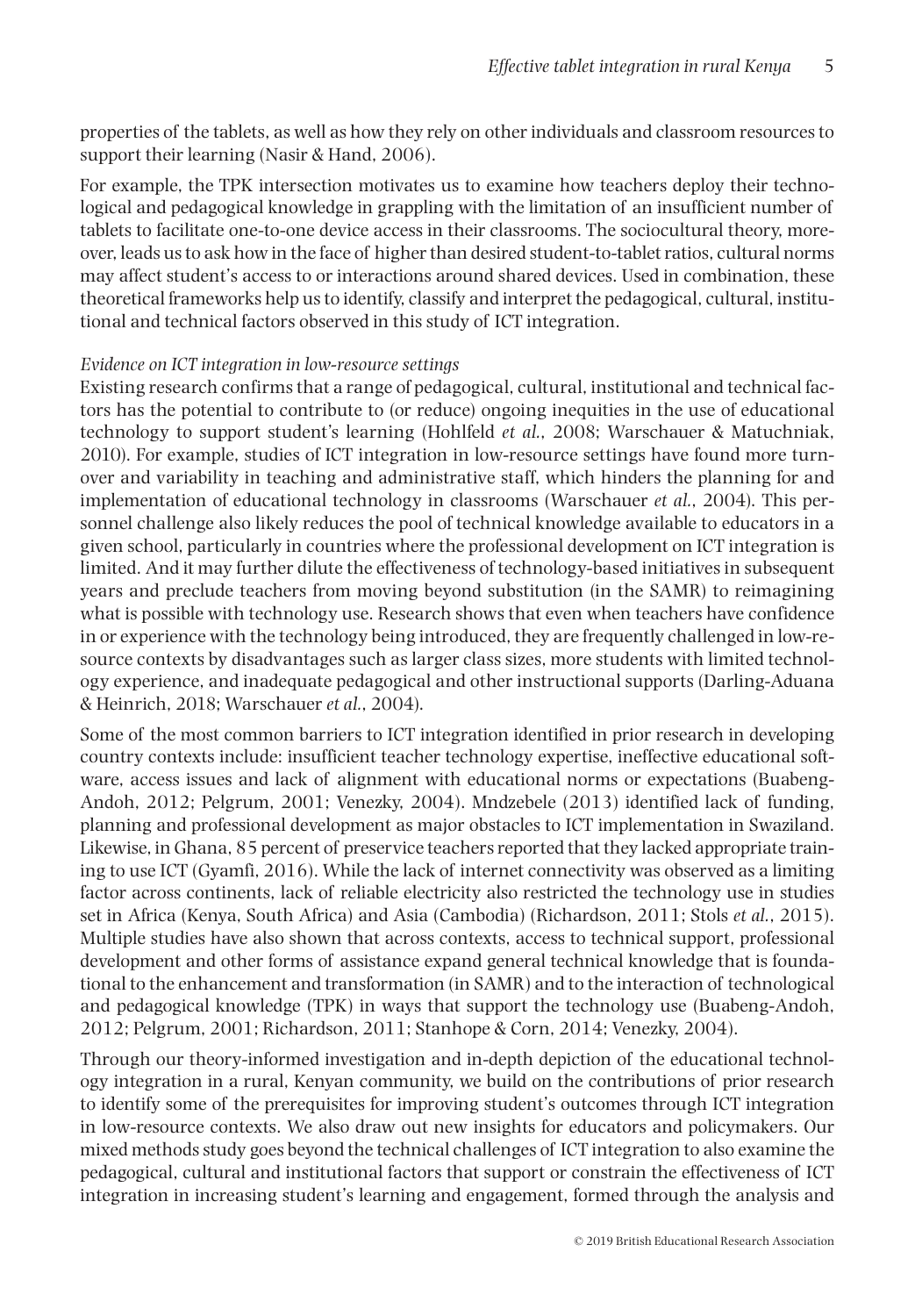properties of the tablets, as well as how they rely on other individuals and classroom resources to support their learning (Nasir & Hand, 2006).

For example, the TPK intersection motivates us to examine how teachers deploy their technological and pedagogical knowledge in grappling with the limitation of an insufficient number of tablets to facilitate one-to-one device access in their classrooms. The sociocultural theory, moreover, leads us to ask how in the face of higher than desired student-to-tablet ratios, cultural norms may affect student's access to or interactions around shared devices. Used in combination, these theoretical frameworks help us to identify, classify and interpret the pedagogical, cultural, institutional and technical factors observed in this study of ICT integration.

*Evidence on ICT integration in low-resource settings*

Existing research confirms that a range of pedagogical, cultural, institutional and technical factors has the potential to contribute to (or reduce) ongoing inequities in the use of educational technology to support student's learning (Hohlfeld *et al.*, 2008; Warschauer & Matuchniak, 2010). For example, studies of ICT integration in low-resource settings have found more turnover and variability in teaching and administrative staff, which hinders the planning for and implementation of educational technology in classrooms (Warschauer *et al.*, 2004). This personnel challenge also likely reduces the pool of technical knowledge available to educators in a given school, particularly in countries where the professional development on ICT integration is limited. And it may further dilute the effectiveness of technology-based initiatives in subsequent years and preclude teachers from moving beyond substitution (in the SAMR) to reimagining what is possible with technology use. Research shows that even when teachers have confidence in or experience with the technology being introduced, they are frequently challenged in low-resource contexts by disadvantages such as larger class sizes, more students with limited technology experience, and inadequate pedagogical and other instructional supports (Darling-Aduana & Heinrich, 2018; Warschauer *et al.*, 2004).

Some of the most common barriers to ICT integration identified in prior research in developing country contexts include: insufficient teacher technology expertise, ineffective educational software, access issues and lack of alignment with educational norms or expectations (Buabeng-Andoh, 2012; Pelgrum, 2001; Venezky, 2004). Mndzebele (2013) identified lack of funding, planning and professional development as major obstacles to ICT implementation in Swaziland. Likewise, in Ghana, 85 percent of preservice teachers reported that they lacked appropriate training to use ICT (Gyamfi, 2016). While the lack of internet connectivity was observed as a limiting factor across continents, lack of reliable electricity also restricted the technology use in studies set in Africa (Kenya, South Africa) and Asia (Cambodia) (Richardson, 2011; Stols *et al.*, 2015). Multiple studies have also shown that across contexts, access to technical support, professional development and other forms of assistance expand general technical knowledge that is foundational to the enhancement and transformation (in SAMR) and to the interaction of technological and pedagogical knowledge (TPK) in ways that support the technology use (Buabeng-Andoh, 2012; Pelgrum, 2001; Richardson, 2011; Stanhope & Corn, 2014; Venezky, 2004).

Through our theory-informed investigation and in-depth depiction of the educational technology integration in a rural, Kenyan community, we build on the contributions of prior research to identify some of the prerequisites for improving student's outcomes through ICT integration in low-resource contexts. We also draw out new insights for educators and policymakers. Our mixed methods study goes beyond the technical challenges of ICT integration to also examine the pedagogical, cultural and institutional factors that support or constrain the effectiveness of ICT integration in increasing student's learning and engagement, formed through the analysis and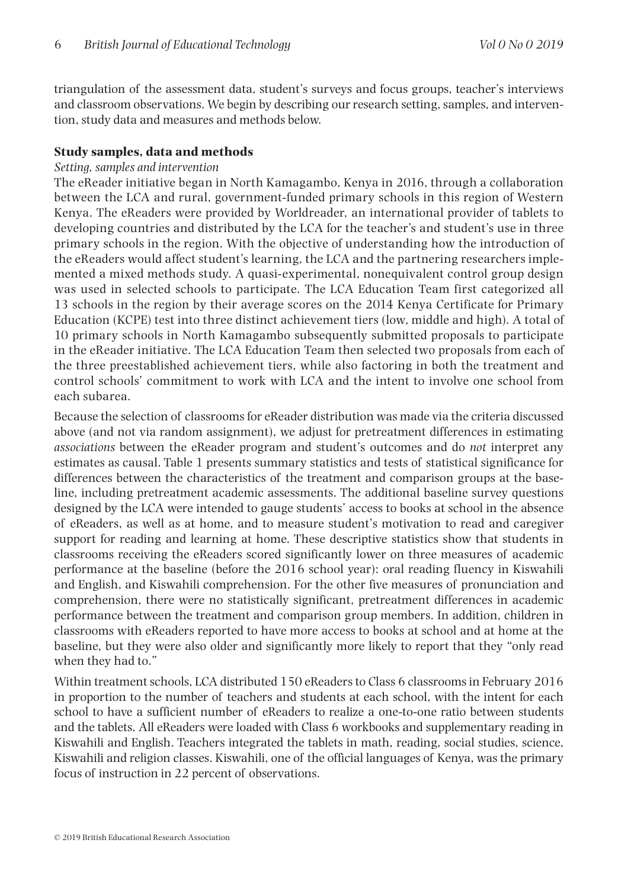triangulation of the assessment data, student's surveys and focus groups, teacher's interviews and classroom observations. We begin by describing our research setting, samples, and intervention, study data and measures and methods below.

## Study samples, data and methods

### *Setting, samples and intervention*

The eReader initiative began in North Kamagambo, Kenya in 2016, through a collaboration between the LCA and rural, government-funded primary schools in this region of Western Kenya. The eReaders were provided by Worldreader, an international provider of tablets to developing countries and distributed by the LCA for the teacher's and student's use in three primary schools in the region. With the objective of understanding how the introduction of the eReaders would affect student's learning, the LCA and the partnering researchers implemented a mixed methods study. A quasi-experimental, nonequivalent control group design was used in selected schools to participate. The LCA Education Team first categorized all 13 schools in the region by their average scores on the 2014 Kenya Certificate for Primary Education (KCPE) test into three distinct achievement tiers (low, middle and high). A total of 10 primary schools in North Kamagambo subsequently submitted proposals to participate in the eReader initiative. The LCA Education Team then selected two proposals from each of the three preestablished achievement tiers, while also factoring in both the treatment and control schools' commitment to work with LCA and the intent to involve one school from each subarea.

Because the selection of classrooms for eReader distribution was made via the criteria discussed above (and not via random assignment), we adjust for pretreatment differences in estimating *associations* between the eReader program and student's outcomes and do *not* interpret any estimates as causal. Table 1 presents summary statistics and tests of statistical significance for differences between the characteristics of the treatment and comparison groups at the baseline, including pretreatment academic assessments. The additional baseline survey questions designed by the LCA were intended to gauge students' access to books at school in the absence of eReaders, as well as at home, and to measure student's motivation to read and caregiver support for reading and learning at home. These descriptive statistics show that students in classrooms receiving the eReaders scored significantly lower on three measures of academic performance at the baseline (before the 2016 school year): oral reading fluency in Kiswahili and English, and Kiswahili comprehension. For the other five measures of pronunciation and comprehension, there were no statistically significant, pretreatment differences in academic performance between the treatment and comparison group members. In addition, children in classrooms with eReaders reported to have more access to books at school and at home at the baseline, but they were also older and significantly more likely to report that they "only read when they had to."

Within treatment schools, LCA distributed 150 eReaders to Class 6 classrooms in February 2016 in proportion to the number of teachers and students at each school, with the intent for each school to have a sufficient number of eReaders to realize a one-to-one ratio between students and the tablets. All eReaders were loaded with Class 6 workbooks and supplementary reading in Kiswahili and English. Teachers integrated the tablets in math, reading, social studies, science, Kiswahili and religion classes. Kiswahili, one of the official languages of Kenya, was the primary focus of instruction in 22 percent of observations.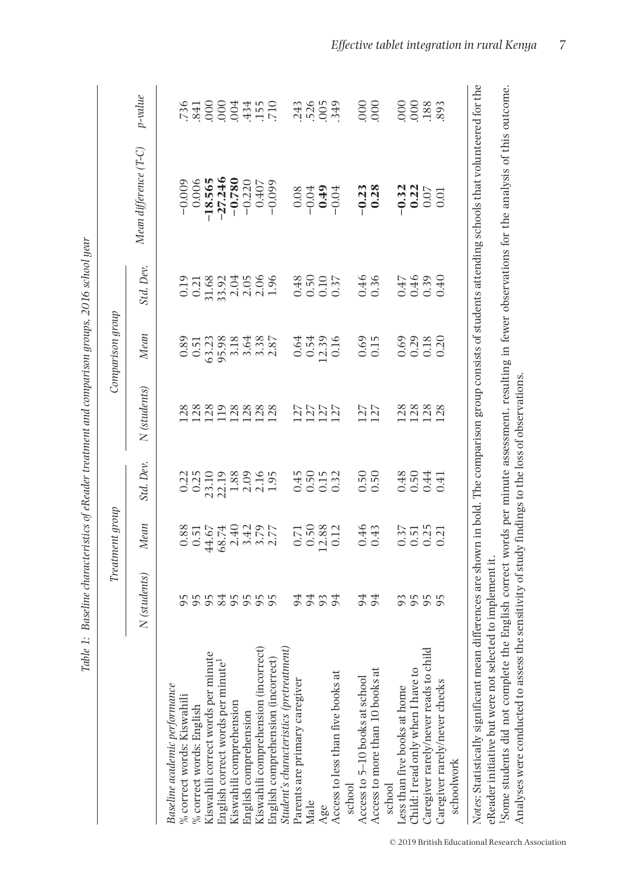Table 1: Baseline characteristics of eReader treatment and comparison groups, 2016 school year

| | Treatment group | | | Comparison group | | | | |
|---|---|---|---|---|---|---|---|---|
| | N (students) | Mean | Std. Dev. | N (students) | Mean | Std. Dev. | Mean difference (T-C) | p-value |
| *Baseline academic performance* | | | | | | | | |
| % correct words: Kiswahili | 95 | 0.88 | 0.22 | 128 | 0.89 | 0.19 | −0.009 | .736 |
| % correct words: English | 95 | 0.51 | 0.25 | 128 | 0.51 | 0.21 | 0.006 | .841 |
| Kiswahili correct words per minute | 95 | 44.67 | 23.10 | 128 | 63.23 | 31.68 | **−18.565** | .000 |
| English correct words per minute[1] | 84 | 68.74 | 22.19 | 119 | 95.98 | 33.92 | **−27.246** | .000 |
| Kiswahili comprehension | 95 | 2.40 | 1.88 | 128 | 3.18 | 2.04 | **−0.780** | .004 |
| English comprehension | 95 | 3.42 | 2.09 | 128 | 3.64 | 2.05 | −0.220 | .434 |
| Kiswahili comprehension (incorrect) | 95 | 3.79 | 2.16 | 128 | 3.38 | 2.06 | 0.407 | .155 |
| English comprehension (incorrect) | 95 | 2.77 | 1.95 | 128 | 2.87 | 1.96 | −0.099 | .710 |
| *Student's characteristics (pretreatment)* | | | | | | | | |
| Parents are primary caregiver | 94 | 0.71 | 0.45 | 127 | 0.64 | 0.48 | 0.08 | .243 |
| Male | 94 | 0.50 | 0.50 | 127 | 0.54 | 0.50 | −0.04 | .526 |
| Age | 93 | 12.88 | 0.15 | 127 | 12.39 | 0.10 | **0.49** | .005 |
| Access to less than five books at school | 94 | 0.12 | 0.32 | 127 | 0.16 | 0.37 | −0.04 | .349 |
| Access to 5–10 books at school | 94 | 0.46 | 0.50 | 127 | 0.69 | 0.46 | **−0.23** | .000 |
| Access to more than 10 books at school | 94 | 0.43 | 0.50 | 127 | 0.15 | 0.36 | **0.28** | .000 |
| Less than five books at home | 93 | 0.37 | 0.48 | 128 | 0.69 | 0.47 | **−0.32** | .000 |
| Child: I read only when I have to | 95 | 0.51 | 0.50 | 128 | 0.29 | 0.46 | **0.22** | .000 |
| Caregiver rarely/never reads to child | 95 | 0.25 | 0.44 | 128 | 0.18 | 0.39 | 0.07 | .188 |
| Caregiver rarely/never checks schoolwork | 95 | 0.21 | 0.41 | 128 | 0.20 | 0.40 | 0.01 | .893 |

*Notes*: Statistically significant mean differences are shown in bold. The comparison group consists of students attending schools that volunteered for the eReader initiative but were not selected to implement it.
[1]Some students did not complete the English correct words per minute assessment, resulting in fewer observations for the analysis of this outcome. Analyses were conducted to assess the sensitivity of study findings to the loss of observations.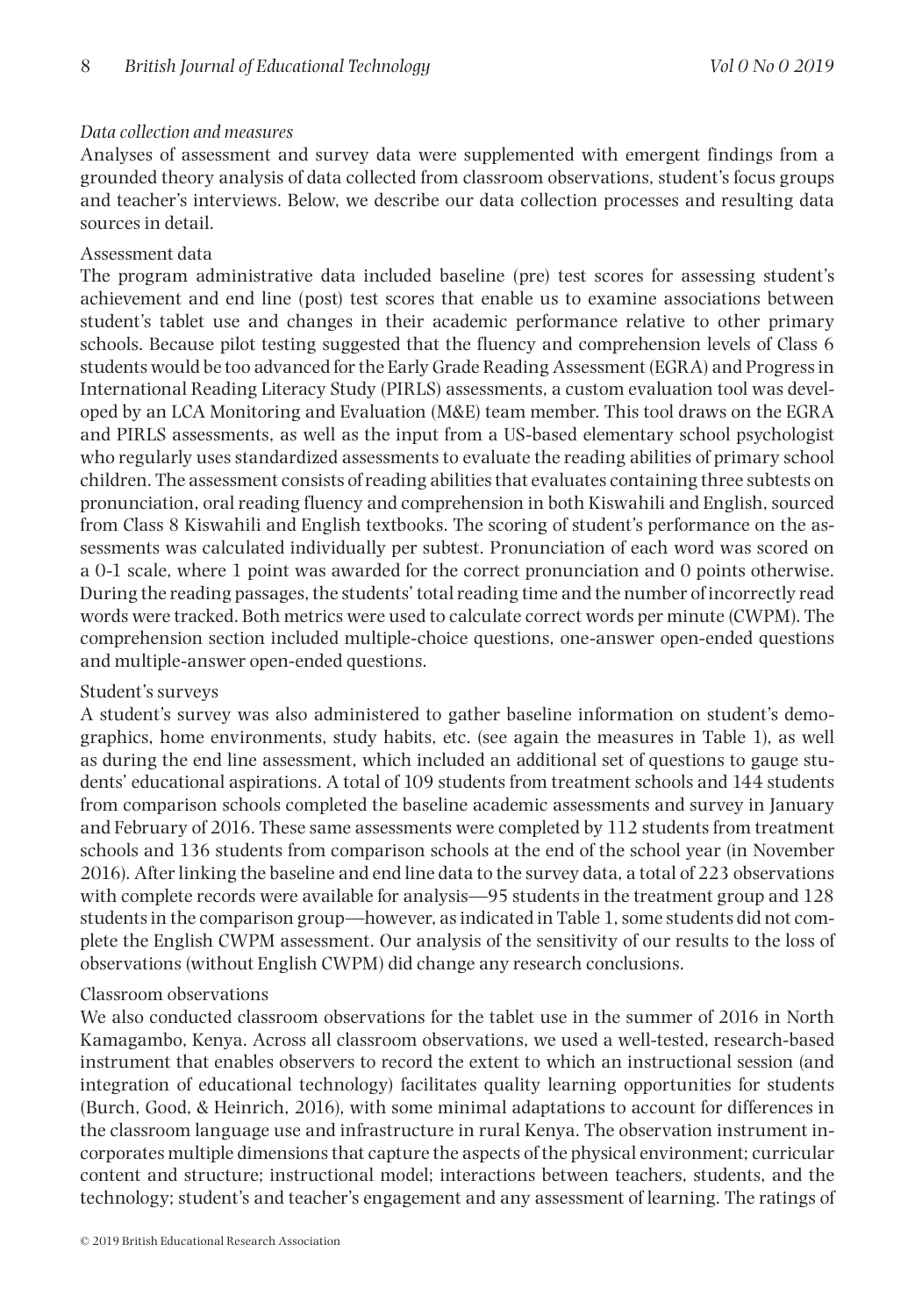*Data collection and measures*

Analyses of assessment and survey data were supplemented with emergent findings from a grounded theory analysis of data collected from classroom observations, student's focus groups and teacher's interviews. Below, we describe our data collection processes and resulting data sources in detail.

Assessment data

The program administrative data included baseline (pre) test scores for assessing student's achievement and end line (post) test scores that enable us to examine associations between student's tablet use and changes in their academic performance relative to other primary schools. Because pilot testing suggested that the fluency and comprehension levels of Class 6 students would be too advanced for the Early Grade Reading Assessment (EGRA) and Progress in International Reading Literacy Study (PIRLS) assessments, a custom evaluation tool was developed by an LCA Monitoring and Evaluation (M&E) team member. This tool draws on the EGRA and PIRLS assessments, as well as the input from a US-based elementary school psychologist who regularly uses standardized assessments to evaluate the reading abilities of primary school children. The assessment consists of reading abilities that evaluates containing three subtests on pronunciation, oral reading fluency and comprehension in both Kiswahili and English, sourced from Class 8 Kiswahili and English textbooks. The scoring of student's performance on the assessments was calculated individually per subtest. Pronunciation of each word was scored on a 0-1 scale, where 1 point was awarded for the correct pronunciation and 0 points otherwise. During the reading passages, the students' total reading time and the number of incorrectly read words were tracked. Both metrics were used to calculate correct words per minute (CWPM). The comprehension section included multiple-choice questions, one-answer open-ended questions and multiple-answer open-ended questions.

Student's surveys

A student's survey was also administered to gather baseline information on student's demographics, home environments, study habits, etc. (see again the measures in Table 1), as well as during the end line assessment, which included an additional set of questions to gauge students' educational aspirations. A total of 109 students from treatment schools and 144 students from comparison schools completed the baseline academic assessments and survey in January and February of 2016. These same assessments were completed by 112 students from treatment schools and 136 students from comparison schools at the end of the school year (in November 2016). After linking the baseline and end line data to the survey data, a total of 223 observations with complete records were available for analysis—95 students in the treatment group and 128 students in the comparison group—however, as indicated in Table 1, some students did not complete the English CWPM assessment. Our analysis of the sensitivity of our results to the loss of observations (without English CWPM) did change any research conclusions.

Classroom observations

We also conducted classroom observations for the tablet use in the summer of 2016 in North Kamagambo, Kenya. Across all classroom observations, we used a well-tested, research-based instrument that enables observers to record the extent to which an instructional session (and integration of educational technology) facilitates quality learning opportunities for students (Burch, Good, & Heinrich, 2016), with some minimal adaptations to account for differences in the classroom language use and infrastructure in rural Kenya. The observation instrument incorporates multiple dimensions that capture the aspects of the physical environment; curricular content and structure; instructional model; interactions between teachers, students, and the technology; student's and teacher's engagement and any assessment of learning. The ratings of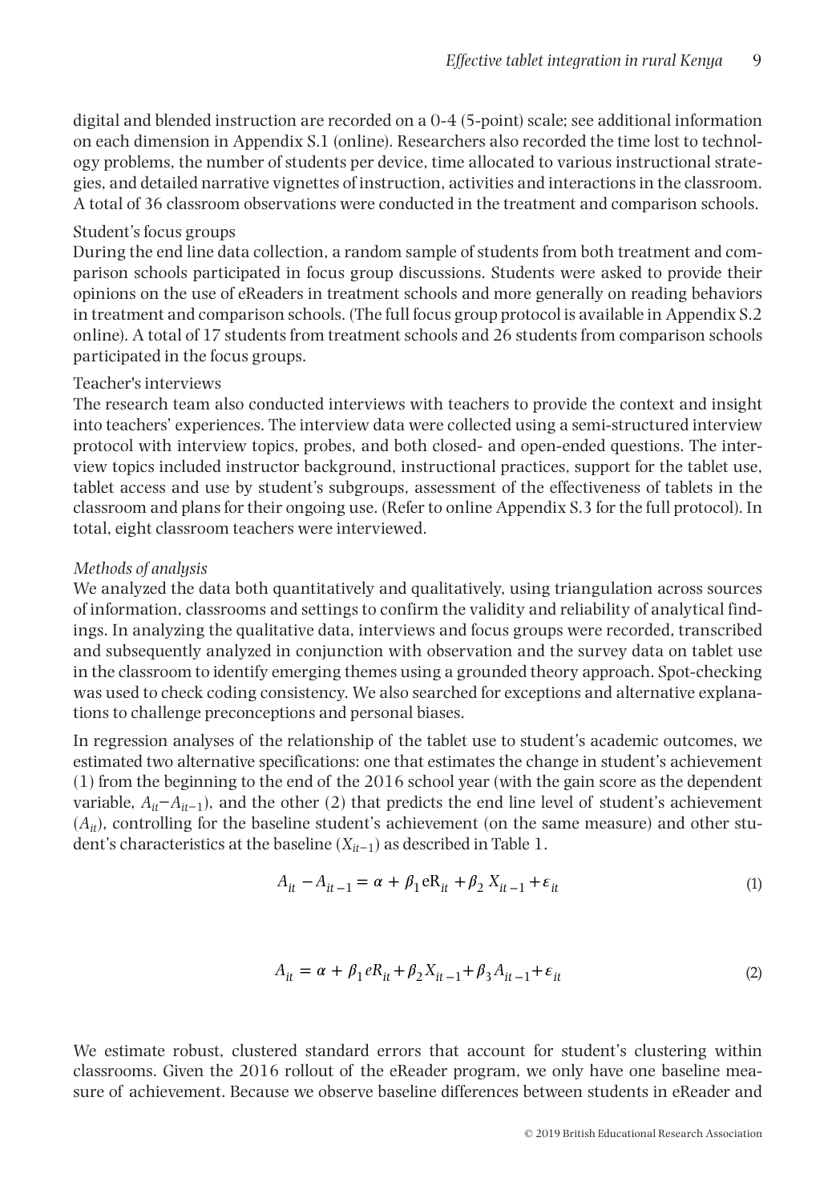digital and blended instruction are recorded on a 0-4 (5-point) scale; see additional information on each dimension in Appendix S.1 (online). Researchers also recorded the time lost to technology problems, the number of students per device, time allocated to various instructional strategies, and detailed narrative vignettes of instruction, activities and interactions in the classroom. A total of 36 classroom observations were conducted in the treatment and comparison schools.

Student's focus groups

During the end line data collection, a random sample of students from both treatment and comparison schools participated in focus group discussions. Students were asked to provide their opinions on the use of eReaders in treatment schools and more generally on reading behaviors in treatment and comparison schools. (The full focus group protocol is available in Appendix S.2 online). A total of 17 students from treatment schools and 26 students from comparison schools participated in the focus groups.

Teacher's interviews

The research team also conducted interviews with teachers to provide the context and insight into teachers' experiences. The interview data were collected using a semi-structured interview protocol with interview topics, probes, and both closed- and open-ended questions. The interview topics included instructor background, instructional practices, support for the tablet use, tablet access and use by student's subgroups, assessment of the effectiveness of tablets in the classroom and plans for their ongoing use. (Refer to online Appendix S.3 for the full protocol). In total, eight classroom teachers were interviewed.

*Methods of analysis*

We analyzed the data both quantitatively and qualitatively, using triangulation across sources of information, classrooms and settings to confirm the validity and reliability of analytical findings. In analyzing the qualitative data, interviews and focus groups were recorded, transcribed and subsequently analyzed in conjunction with observation and the survey data on tablet use in the classroom to identify emerging themes using a grounded theory approach. Spot-checking was used to check coding consistency. We also searched for exceptions and alternative explanations to challenge preconceptions and personal biases.

In regression analyses of the relationship of the tablet use to student's academic outcomes, we estimated two alternative specifications: one that estimates the change in student's achievement (1) from the beginning to the end of the 2016 school year (with the gain score as the dependent variable, $A_{it}-A_{it-1}$), and the other (2) that predicts the end line level of student's achievement ($A_{it}$), controlling for the baseline student's achievement (on the same measure) and other student's characteristics at the baseline ($X_{it-1}$) as described in Table 1.

$$A_{it} - A_{it-1} = \alpha + \beta_1 \mathrm{eR}_{it} + \beta_2 X_{it-1} + \varepsilon_{it} \tag{1}$$

$$A_{it} = \alpha + \beta_1 eR_{it} + \beta_2 X_{it-1} + \beta_3 A_{it-1} + \varepsilon_{it} \tag{2}$$

We estimate robust, clustered standard errors that account for student's clustering within classrooms. Given the 2016 rollout of the eReader program, we only have one baseline measure of achievement. Because we observe baseline differences between students in eReader and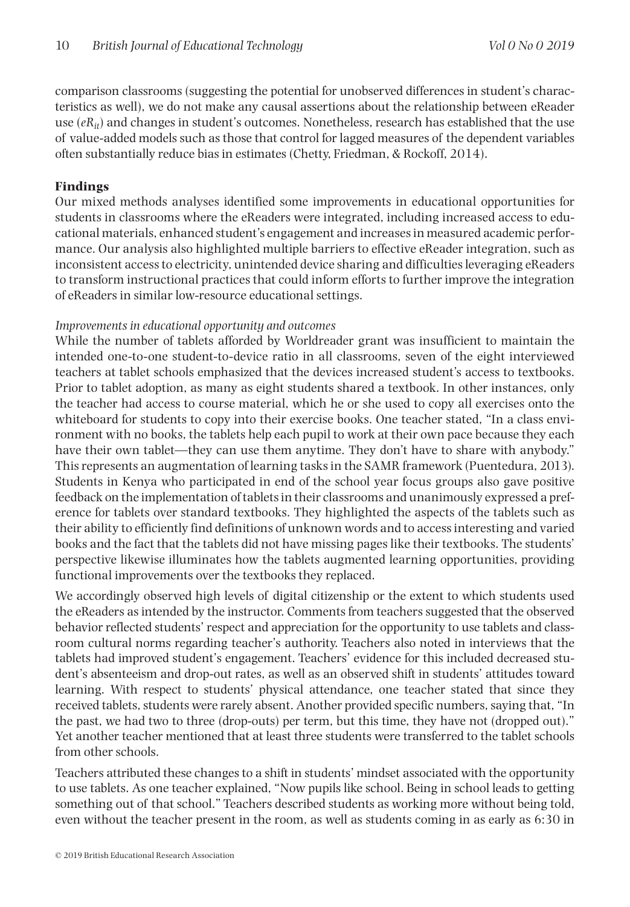comparison classrooms (suggesting the potential for unobserved differences in student's characteristics as well), we do not make any causal assertions about the relationship between eReader use ($eR_{it}$) and changes in student's outcomes. Nonetheless, research has established that the use of value-added models such as those that control for lagged measures of the dependent variables often substantially reduce bias in estimates (Chetty, Friedman, & Rockoff, 2014).

## Findings

Our mixed methods analyses identified some improvements in educational opportunities for students in classrooms where the eReaders were integrated, including increased access to educational materials, enhanced student's engagement and increases in measured academic performance. Our analysis also highlighted multiple barriers to effective eReader integration, such as inconsistent access to electricity, unintended device sharing and difficulties leveraging eReaders to transform instructional practices that could inform efforts to further improve the integration of eReaders in similar low-resource educational settings.

### *Improvements in educational opportunity and outcomes*

While the number of tablets afforded by Worldreader grant was insufficient to maintain the intended one-to-one student-to-device ratio in all classrooms, seven of the eight interviewed teachers at tablet schools emphasized that the devices increased student's access to textbooks. Prior to tablet adoption, as many as eight students shared a textbook. In other instances, only the teacher had access to course material, which he or she used to copy all exercises onto the whiteboard for students to copy into their exercise books. One teacher stated, "In a class environment with no books, the tablets help each pupil to work at their own pace because they each have their own tablet—they can use them anytime. They don't have to share with anybody." This represents an augmentation of learning tasks in the SAMR framework (Puentedura, 2013). Students in Kenya who participated in end of the school year focus groups also gave positive feedback on the implementation of tablets in their classrooms and unanimously expressed a preference for tablets over standard textbooks. They highlighted the aspects of the tablets such as their ability to efficiently find definitions of unknown words and to access interesting and varied books and the fact that the tablets did not have missing pages like their textbooks. The students' perspective likewise illuminates how the tablets augmented learning opportunities, providing functional improvements over the textbooks they replaced.

We accordingly observed high levels of digital citizenship or the extent to which students used the eReaders as intended by the instructor. Comments from teachers suggested that the observed behavior reflected students' respect and appreciation for the opportunity to use tablets and classroom cultural norms regarding teacher's authority. Teachers also noted in interviews that the tablets had improved student's engagement. Teachers' evidence for this included decreased student's absenteeism and drop-out rates, as well as an observed shift in students' attitudes toward learning. With respect to students' physical attendance, one teacher stated that since they received tablets, students were rarely absent. Another provided specific numbers, saying that, "In the past, we had two to three (drop-outs) per term, but this time, they have not (dropped out)." Yet another teacher mentioned that at least three students were transferred to the tablet schools from other schools.

Teachers attributed these changes to a shift in students' mindset associated with the opportunity to use tablets. As one teacher explained, "Now pupils like school. Being in school leads to getting something out of that school." Teachers described students as working more without being told, even without the teacher present in the room, as well as students coming in as early as 6:30 in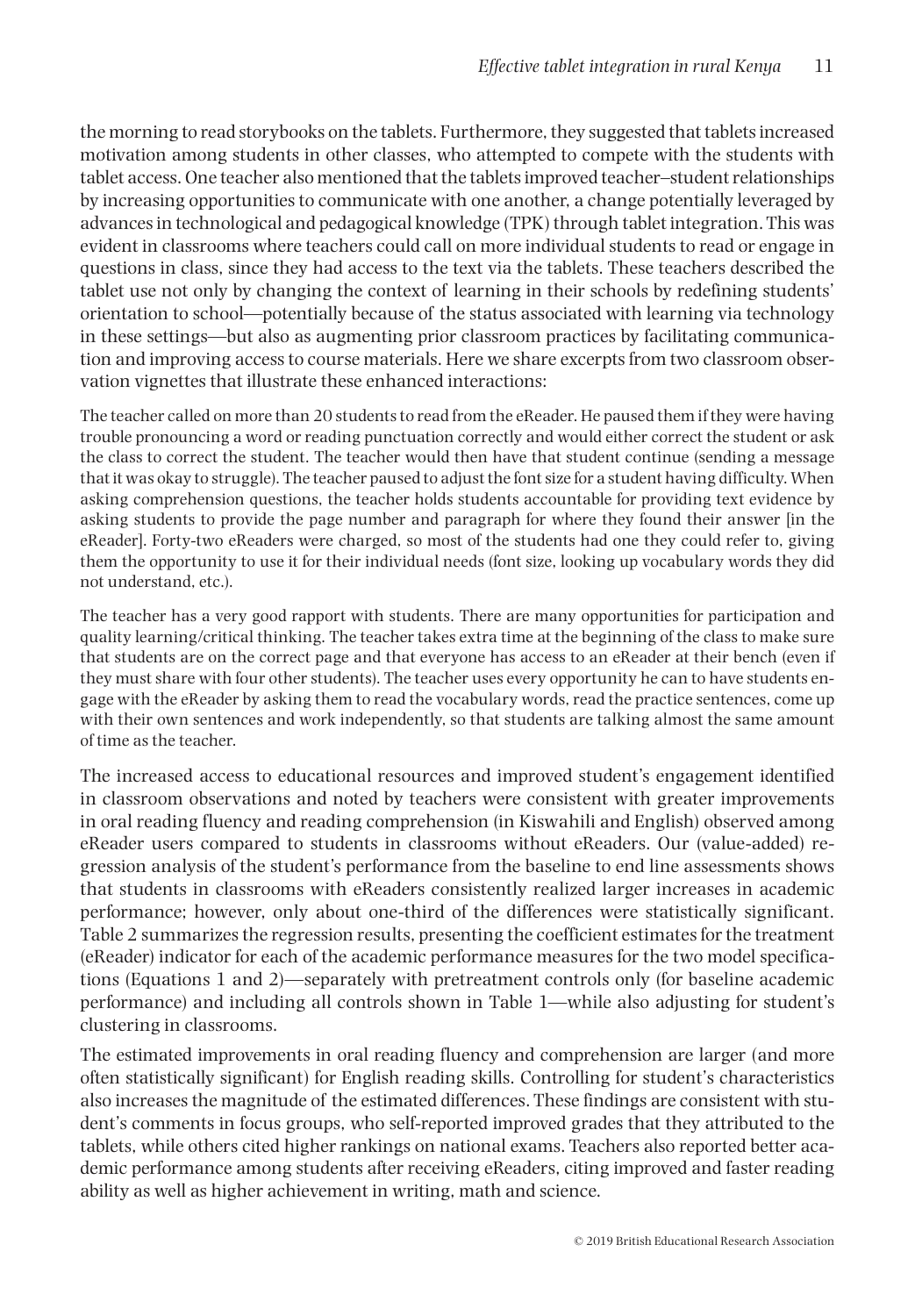the morning to read storybooks on the tablets. Furthermore, they suggested that tablets increased motivation among students in other classes, who attempted to compete with the students with tablet access. One teacher also mentioned that the tablets improved teacher–student relationships by increasing opportunities to communicate with one another, a change potentially leveraged by advances in technological and pedagogical knowledge (TPK) through tablet integration. This was evident in classrooms where teachers could call on more individual students to read or engage in questions in class, since they had access to the text via the tablets. These teachers described the tablet use not only by changing the context of learning in their schools by redefining students' orientation to school—potentially because of the status associated with learning via technology in these settings—but also as augmenting prior classroom practices by facilitating communication and improving access to course materials. Here we share excerpts from two classroom observation vignettes that illustrate these enhanced interactions:

> The teacher called on more than 20 students to read from the eReader. He paused them if they were having trouble pronouncing a word or reading punctuation correctly and would either correct the student or ask the class to correct the student. The teacher would then have that student continue (sending a message that it was okay to struggle). The teacher paused to adjust the font size for a student having difficulty. When asking comprehension questions, the teacher holds students accountable for providing text evidence by asking students to provide the page number and paragraph for where they found their answer [in the eReader]. Forty-two eReaders were charged, so most of the students had one they could refer to, giving them the opportunity to use it for their individual needs (font size, looking up vocabulary words they did not understand, etc.).

> The teacher has a very good rapport with students. There are many opportunities for participation and quality learning/critical thinking. The teacher takes extra time at the beginning of the class to make sure that students are on the correct page and that everyone has access to an eReader at their bench (even if they must share with four other students). The teacher uses every opportunity he can to have students engage with the eReader by asking them to read the vocabulary words, read the practice sentences, come up with their own sentences and work independently, so that students are talking almost the same amount of time as the teacher.

The increased access to educational resources and improved student's engagement identified in classroom observations and noted by teachers were consistent with greater improvements in oral reading fluency and reading comprehension (in Kiswahili and English) observed among eReader users compared to students in classrooms without eReaders. Our (value-added) regression analysis of the student's performance from the baseline to end line assessments shows that students in classrooms with eReaders consistently realized larger increases in academic performance; however, only about one-third of the differences were statistically significant. Table 2 summarizes the regression results, presenting the coefficient estimates for the treatment (eReader) indicator for each of the academic performance measures for the two model specifications (Equations 1 and 2)—separately with pretreatment controls only (for baseline academic performance) and including all controls shown in Table 1—while also adjusting for student's clustering in classrooms.

The estimated improvements in oral reading fluency and comprehension are larger (and more often statistically significant) for English reading skills. Controlling for student's characteristics also increases the magnitude of the estimated differences. These findings are consistent with student's comments in focus groups, who self-reported improved grades that they attributed to the tablets, while others cited higher rankings on national exams. Teachers also reported better academic performance among students after receiving eReaders, citing improved and faster reading ability as well as higher achievement in writing, math and science.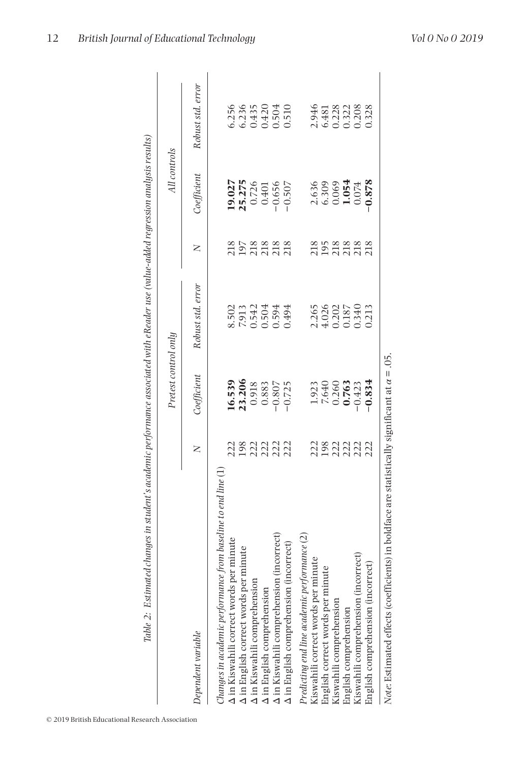*Table 2: Estimated changes in student's academic performance associated with eReader use (value-added regression analysis results)*

| Dependent variable | Pretest control only | | | All controls | | |
|---|---|---|---|---|---|---|
| | *N* | *Coefficient* | *Robust std. error* | *N* | *Coefficient* | *Robust std. error* |
| *Changes in academic performance from baseline to end line* (1) | | | | | | |
| Δ in Kiswahili correct words per minute | 222 | **16.539** | 8.502 | 218 | **19.027** | 6.256 |
| Δ in English correct words per minute | 198 | **23.206** | 7.913 | 197 | **25.275** | 6.236 |
| Δ in Kiswahili comprehension | 222 | 0.918 | 0.542 | 218 | 0.726 | 0.435 |
| Δ in English comprehension | 222 | 0.883 | 0.504 | 218 | 0.401 | 0.420 |
| Δ in Kiswahili comprehension (incorrect) | 222 | −0.807 | 0.594 | 218 | −0.656 | 0.504 |
| Δ in English comprehension (incorrect) | 222 | −0.725 | 0.494 | 218 | −0.507 | 0.510 |
| *Predicting end line academic performance* (2) | | | | | | |
| Kiswahili correct words per minute | 222 | 1.923 | 2.265 | 218 | 2.636 | 2.946 |
| English correct words per minute | 198 | 7.640 | 4.026 | 195 | 6.309 | 6.481 |
| Kiswahili comprehension | 222 | 0.260 | 0.202 | 218 | 0.069 | 0.228 |
| English comprehension | 222 | **0.763** | 0.187 | 218 | **1.054** | 0.322 |
| Kiswahili comprehension (incorrect) | 222 | −0.423 | 0.340 | 218 | 0.074 | 0.208 |
| English comprehension (incorrect) | 222 | **−0.834** | 0.213 | 218 | **−0.878** | 0.328 |

*Note*: Estimated effects (coefficients) in boldface are statistically significant at $\alpha = .05$.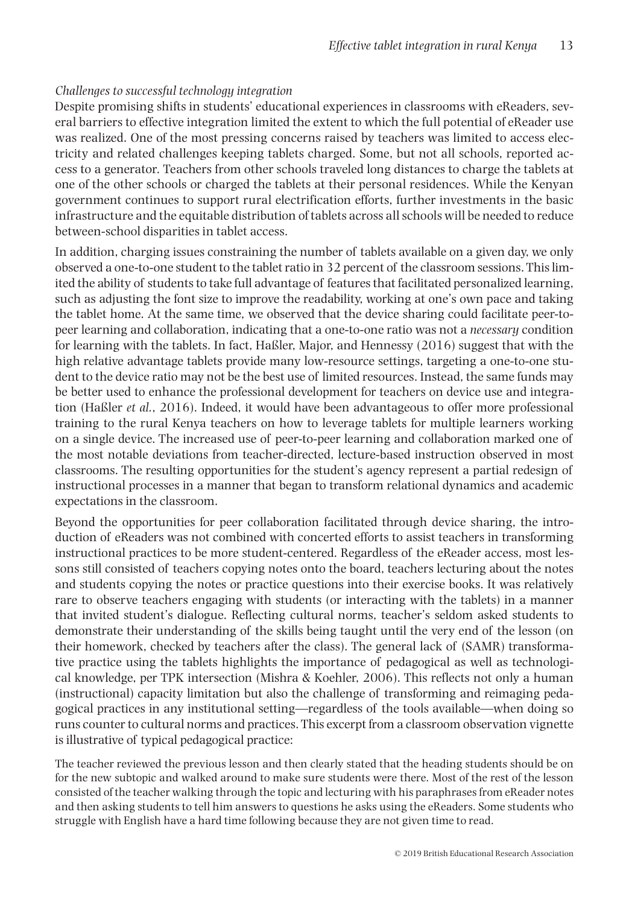*Challenges to successful technology integration*

Despite promising shifts in students' educational experiences in classrooms with eReaders, several barriers to effective integration limited the extent to which the full potential of eReader use was realized. One of the most pressing concerns raised by teachers was limited to access electricity and related challenges keeping tablets charged. Some, but not all schools, reported access to a generator. Teachers from other schools traveled long distances to charge the tablets at one of the other schools or charged the tablets at their personal residences. While the Kenyan government continues to support rural electrification efforts, further investments in the basic infrastructure and the equitable distribution of tablets across all schools will be needed to reduce between-school disparities in tablet access.

In addition, charging issues constraining the number of tablets available on a given day, we only observed a one-to-one student to the tablet ratio in 32 percent of the classroom sessions. This limited the ability of students to take full advantage of features that facilitated personalized learning, such as adjusting the font size to improve the readability, working at one's own pace and taking the tablet home. At the same time, we observed that the device sharing could facilitate peer-to-peer learning and collaboration, indicating that a one-to-one ratio was not a *necessary* condition for learning with the tablets. In fact, Haßler, Major, and Hennessy (2016) suggest that with the high relative advantage tablets provide many low-resource settings, targeting a one-to-one student to the device ratio may not be the best use of limited resources. Instead, the same funds may be better used to enhance the professional development for teachers on device use and integration (Haßler *et al.*, 2016). Indeed, it would have been advantageous to offer more professional training to the rural Kenya teachers on how to leverage tablets for multiple learners working on a single device. The increased use of peer-to-peer learning and collaboration marked one of the most notable deviations from teacher-directed, lecture-based instruction observed in most classrooms. The resulting opportunities for the student's agency represent a partial redesign of instructional processes in a manner that began to transform relational dynamics and academic expectations in the classroom.

Beyond the opportunities for peer collaboration facilitated through device sharing, the introduction of eReaders was not combined with concerted efforts to assist teachers in transforming instructional practices to be more student-centered. Regardless of the eReader access, most lessons still consisted of teachers copying notes onto the board, teachers lecturing about the notes and students copying the notes or practice questions into their exercise books. It was relatively rare to observe teachers engaging with students (or interacting with the tablets) in a manner that invited student's dialogue. Reflecting cultural norms, teacher's seldom asked students to demonstrate their understanding of the skills being taught until the very end of the lesson (on their homework, checked by teachers after the class). The general lack of (SAMR) transformative practice using the tablets highlights the importance of pedagogical as well as technological knowledge, per TPK intersection (Mishra & Koehler, 2006). This reflects not only a human (instructional) capacity limitation but also the challenge of transforming and reimaging pedagogical practices in any institutional setting—regardless of the tools available—when doing so runs counter to cultural norms and practices. This excerpt from a classroom observation vignette is illustrative of typical pedagogical practice:

> The teacher reviewed the previous lesson and then clearly stated that the heading students should be on for the new subtopic and walked around to make sure students were there. Most of the rest of the lesson consisted of the teacher walking through the topic and lecturing with his paraphrases from eReader notes and then asking students to tell him answers to questions he asks using the eReaders. Some students who struggle with English have a hard time following because they are not given time to read.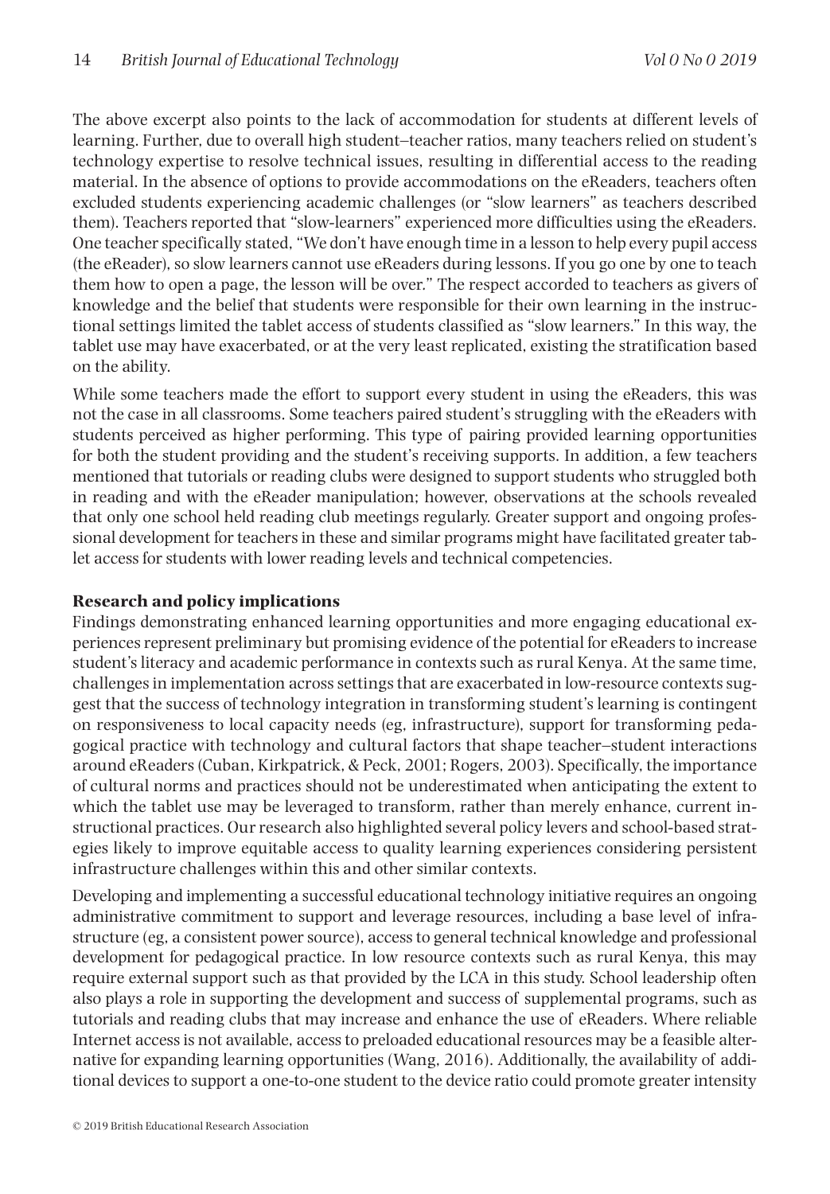The above excerpt also points to the lack of accommodation for students at different levels of learning. Further, due to overall high student–teacher ratios, many teachers relied on student's technology expertise to resolve technical issues, resulting in differential access to the reading material. In the absence of options to provide accommodations on the eReaders, teachers often excluded students experiencing academic challenges (or "slow learners" as teachers described them). Teachers reported that "slow-learners" experienced more difficulties using the eReaders. One teacher specifically stated, "We don't have enough time in a lesson to help every pupil access (the eReader), so slow learners cannot use eReaders during lessons. If you go one by one to teach them how to open a page, the lesson will be over." The respect accorded to teachers as givers of knowledge and the belief that students were responsible for their own learning in the instructional settings limited the tablet access of students classified as "slow learners." In this way, the tablet use may have exacerbated, or at the very least replicated, existing the stratification based on the ability.

While some teachers made the effort to support every student in using the eReaders, this was not the case in all classrooms. Some teachers paired student's struggling with the eReaders with students perceived as higher performing. This type of pairing provided learning opportunities for both the student providing and the student's receiving supports. In addition, a few teachers mentioned that tutorials or reading clubs were designed to support students who struggled both in reading and with the eReader manipulation; however, observations at the schools revealed that only one school held reading club meetings regularly. Greater support and ongoing professional development for teachers in these and similar programs might have facilitated greater tablet access for students with lower reading levels and technical competencies.

**Research and policy implications**

Findings demonstrating enhanced learning opportunities and more engaging educational experiences represent preliminary but promising evidence of the potential for eReaders to increase student's literacy and academic performance in contexts such as rural Kenya. At the same time, challenges in implementation across settings that are exacerbated in low-resource contexts suggest that the success of technology integration in transforming student's learning is contingent on responsiveness to local capacity needs (eg, infrastructure), support for transforming pedagogical practice with technology and cultural factors that shape teacher–student interactions around eReaders (Cuban, Kirkpatrick, & Peck, 2001; Rogers, 2003). Specifically, the importance of cultural norms and practices should not be underestimated when anticipating the extent to which the tablet use may be leveraged to transform, rather than merely enhance, current instructional practices. Our research also highlighted several policy levers and school-based strategies likely to improve equitable access to quality learning experiences considering persistent infrastructure challenges within this and other similar contexts.

Developing and implementing a successful educational technology initiative requires an ongoing administrative commitment to support and leverage resources, including a base level of infrastructure (eg, a consistent power source), access to general technical knowledge and professional development for pedagogical practice. In low resource contexts such as rural Kenya, this may require external support such as that provided by the LCA in this study. School leadership often also plays a role in supporting the development and success of supplemental programs, such as tutorials and reading clubs that may increase and enhance the use of eReaders. Where reliable Internet access is not available, access to preloaded educational resources may be a feasible alternative for expanding learning opportunities (Wang, 2016). Additionally, the availability of additional devices to support a one-to-one student to the device ratio could promote greater intensity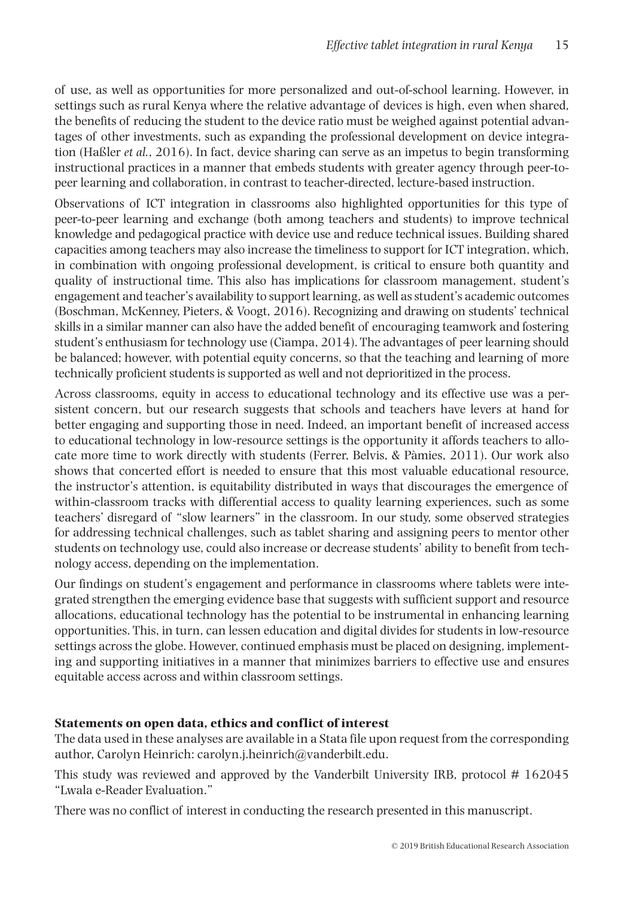of use, as well as opportunities for more personalized and out-of-school learning. However, in settings such as rural Kenya where the relative advantage of devices is high, even when shared, the benefits of reducing the student to the device ratio must be weighed against potential advantages of other investments, such as expanding the professional development on device integration (Haßler *et al.*, 2016). In fact, device sharing can serve as an impetus to begin transforming instructional practices in a manner that embeds students with greater agency through peer-to-peer learning and collaboration, in contrast to teacher-directed, lecture-based instruction.

Observations of ICT integration in classrooms also highlighted opportunities for this type of peer-to-peer learning and exchange (both among teachers and students) to improve technical knowledge and pedagogical practice with device use and reduce technical issues. Building shared capacities among teachers may also increase the timeliness to support for ICT integration, which, in combination with ongoing professional development, is critical to ensure both quantity and quality of instructional time. This also has implications for classroom management, student's engagement and teacher's availability to support learning, as well as student's academic outcomes (Boschman, McKenney, Pieters, & Voogt, 2016). Recognizing and drawing on students' technical skills in a similar manner can also have the added benefit of encouraging teamwork and fostering student's enthusiasm for technology use (Ciampa, 2014). The advantages of peer learning should be balanced; however, with potential equity concerns, so that the teaching and learning of more technically proficient students is supported as well and not deprioritized in the process.

Across classrooms, equity in access to educational technology and its effective use was a persistent concern, but our research suggests that schools and teachers have levers at hand for better engaging and supporting those in need. Indeed, an important benefit of increased access to educational technology in low-resource settings is the opportunity it affords teachers to allocate more time to work directly with students (Ferrer, Belvis, & Pàmies, 2011). Our work also shows that concerted effort is needed to ensure that this most valuable educational resource, the instructor's attention, is equitability distributed in ways that discourages the emergence of within-classroom tracks with differential access to quality learning experiences, such as some teachers' disregard of "slow learners" in the classroom. In our study, some observed strategies for addressing technical challenges, such as tablet sharing and assigning peers to mentor other students on technology use, could also increase or decrease students' ability to benefit from technology access, depending on the implementation.

Our findings on student's engagement and performance in classrooms where tablets were integrated strengthen the emerging evidence base that suggests with sufficient support and resource allocations, educational technology has the potential to be instrumental in enhancing learning opportunities. This, in turn, can lessen education and digital divides for students in low-resource settings across the globe. However, continued emphasis must be placed on designing, implementing and supporting initiatives in a manner that minimizes barriers to effective use and ensures equitable access across and within classroom settings.

**Statements on open data, ethics and conflict of interest**

The data used in these analyses are available in a Stata file upon request from the corresponding author, Carolyn Heinrich: carolyn.j.heinrich@vanderbilt.edu.

This study was reviewed and approved by the Vanderbilt University IRB, protocol # 162045 "Lwala e-Reader Evaluation."

There was no conflict of interest in conducting the research presented in this manuscript.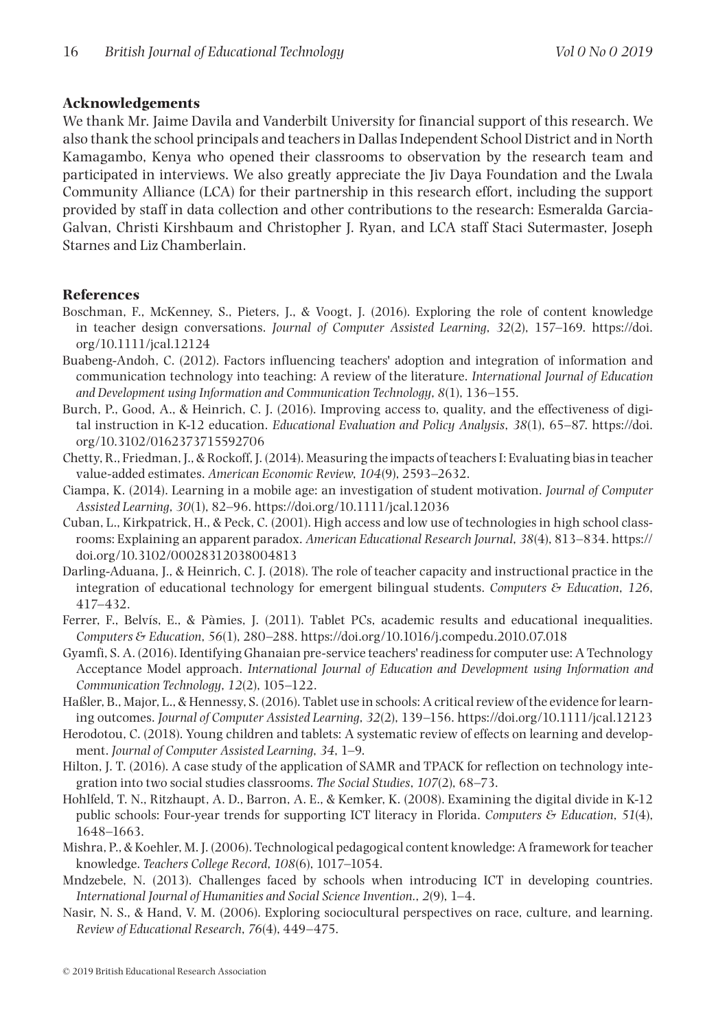## Acknowledgements

We thank Mr. Jaime Davila and Vanderbilt University for financial support of this research. We also thank the school principals and teachers in Dallas Independent School District and in North Kamagambo, Kenya who opened their classrooms to observation by the research team and participated in interviews. We also greatly appreciate the Jiv Daya Foundation and the Lwala Community Alliance (LCA) for their partnership in this research effort, including the support provided by staff in data collection and other contributions to the research: Esmeralda Garcia-Galvan, Christi Kirshbaum and Christopher J. Ryan, and LCA staff Staci Sutermaster, Joseph Starnes and Liz Chamberlain.

## References

Boschman, F., McKenney, S., Pieters, J., & Voogt, J. (2016). Exploring the role of content knowledge in teacher design conversations. *Journal of Computer Assisted Learning*, *32*(2), 157–169. https://doi.org/10.1111/jcal.12124

Buabeng-Andoh, C. (2012). Factors influencing teachers' adoption and integration of information and communication technology into teaching: A review of the literature. *International Journal of Education and Development using Information and Communication Technology*, *8*(1), 136–155.

Burch, P., Good, A., & Heinrich, C. J. (2016). Improving access to, quality, and the effectiveness of digital instruction in K-12 education. *Educational Evaluation and Policy Analysis*, *38*(1), 65–87. https://doi.org/10.3102/0162373715592706

Chetty, R., Friedman, J., & Rockoff, J. (2014). Measuring the impacts of teachers I: Evaluating bias in teacher value-added estimates. *American Economic Review*, *104*(9), 2593–2632.

Ciampa, K. (2014). Learning in a mobile age: an investigation of student motivation. *Journal of Computer Assisted Learning*, *30*(1), 82–96. https://doi.org/10.1111/jcal.12036

Cuban, L., Kirkpatrick, H., & Peck, C. (2001). High access and low use of technologies in high school classrooms: Explaining an apparent paradox. *American Educational Research Journal*, *38*(4), 813–834. https://doi.org/10.3102/00028312038004813

Darling-Aduana, J., & Heinrich, C. J. (2018). The role of teacher capacity and instructional practice in the integration of educational technology for emergent bilingual students. *Computers & Education*, *126*, 417–432.

Ferrer, F., Belvís, E., & Pàmies, J. (2011). Tablet PCs, academic results and educational inequalities. *Computers & Education*, *56*(1), 280–288. https://doi.org/10.1016/j.compedu.2010.07.018

Gyamfi, S. A. (2016). Identifying Ghanaian pre-service teachers' readiness for computer use: A Technology Acceptance Model approach. *International Journal of Education and Development using Information and Communication Technology*, *12*(2), 105–122.

Haßler, B., Major, L., & Hennessy, S. (2016). Tablet use in schools: A critical review of the evidence for learning outcomes. *Journal of Computer Assisted Learning*, *32*(2), 139–156. https://doi.org/10.1111/jcal.12123

Herodotou, C. (2018). Young children and tablets: A systematic review of effects on learning and development. *Journal of Computer Assisted Learning*, *34*, 1–9.

Hilton, J. T. (2016). A case study of the application of SAMR and TPACK for reflection on technology integration into two social studies classrooms. *The Social Studies*, *107*(2), 68–73.

Hohlfeld, T. N., Ritzhaupt, A. D., Barron, A. E., & Kemker, K. (2008). Examining the digital divide in K-12 public schools: Four-year trends for supporting ICT literacy in Florida. *Computers & Education*, *51*(4), 1648–1663.

Mishra, P., & Koehler, M. J. (2006). Technological pedagogical content knowledge: A framework for teacher knowledge. *Teachers College Record*, *108*(6), 1017–1054.

Mndzebele, N. (2013). Challenges faced by schools when introducing ICT in developing countries. *International Journal of Humanities and Social Science Invention.*, *2*(9), 1–4.

Nasir, N. S., & Hand, V. M. (2006). Exploring sociocultural perspectives on race, culture, and learning. *Review of Educational Research*, *76*(4), 449–475.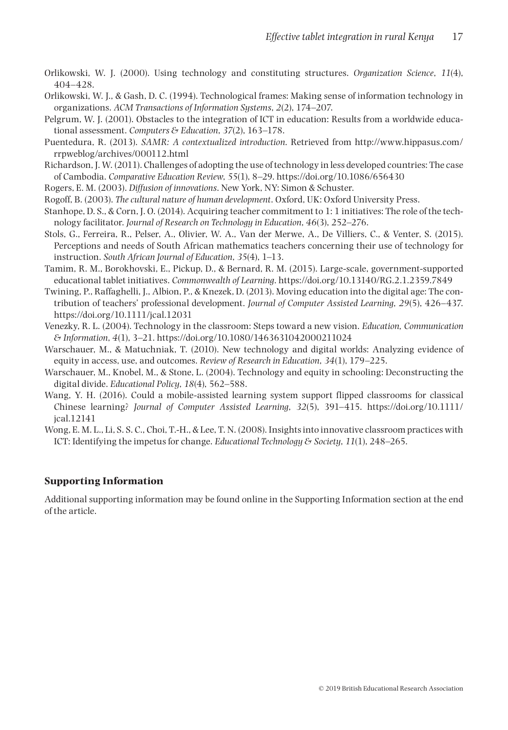Orlikowski, W. J. (2000). Using technology and constituting structures. *Organization Science*, *11*(4), 404–428.

Orlikowski, W. J., & Gash, D. C. (1994). Technological frames: Making sense of information technology in organizations. *ACM Transactions of Information Systems*, *2*(2), 174–207.

Pelgrum, W. J. (2001). Obstacles to the integration of ICT in education: Results from a worldwide educational assessment. *Computers & Education*, *37*(2), 163–178.

Puentedura, R. (2013). *SAMR: A contextualized introduction*. Retrieved from http://www.hippasus.com/rrpweblog/archives/000112.html

Richardson, J. W. (2011). Challenges of adopting the use of technology in less developed countries: The case of Cambodia. *Comparative Education Review*, 55(1), 8–29. https://doi.org/10.1086/656430

Rogers, E. M. (2003). *Diffusion of innovations*. New York, NY: Simon & Schuster.

Rogoff, B. (2003). *The cultural nature of human development*. Oxford, UK: Oxford University Press.

Stanhope, D. S., & Corn, J. O. (2014). Acquiring teacher commitment to 1: 1 initiatives: The role of the technology facilitator. *Journal of Research on Technology in Education*, *46*(3), 252–276.

Stols, G., Ferreira, R., Pelser, A., Olivier, W. A., Van der Merwe, A., De Villiers, C., & Venter, S. (2015). Perceptions and needs of South African mathematics teachers concerning their use of technology for instruction. *South African Journal of Education*, *35*(4), 1–13.

Tamim, R. M., Borokhovski, E., Pickup, D., & Bernard, R. M. (2015). Large-scale, government-supported educational tablet initiatives. *Commonwealth of Learning*. https://doi.org/10.13140/RG.2.1.2359.7849

Twining, P., Raffaghelli, J., Albion, P., & Knezek, D. (2013). Moving education into the digital age: The contribution of teachers' professional development. *Journal of Computer Assisted Learning*, *29*(5), 426–437. https://doi.org/10.1111/jcal.12031

Venezky, R. L. (2004). Technology in the classroom: Steps toward a new vision. *Education, Communication & Information*, *4*(1), 3–21. https://doi.org/10.1080/1463631042000211024

Warschauer, M., & Matuchniak, T. (2010). New technology and digital worlds: Analyzing evidence of equity in access, use, and outcomes. *Review of Research in Education*, *34*(1), 179–225.

Warschauer, M., Knobel, M., & Stone, L. (2004). Technology and equity in schooling: Deconstructing the digital divide. *Educational Policy*, *18*(4), 562–588.

Wang, Y. H. (2016). Could a mobile-assisted learning system support flipped classrooms for classical Chinese learning? *Journal of Computer Assisted Learning*, *32*(5), 391–415. https://doi.org/10.1111/jcal.12141

Wong, E. M. L., Li, S. S. C., Choi, T.-H., & Lee, T. N. (2008). Insights into innovative classroom practices with ICT: Identifying the impetus for change. *Educational Technology & Society*, *11*(1), 248–265.

## Supporting Information

Additional supporting information may be found online in the Supporting Information section at the end of the article.